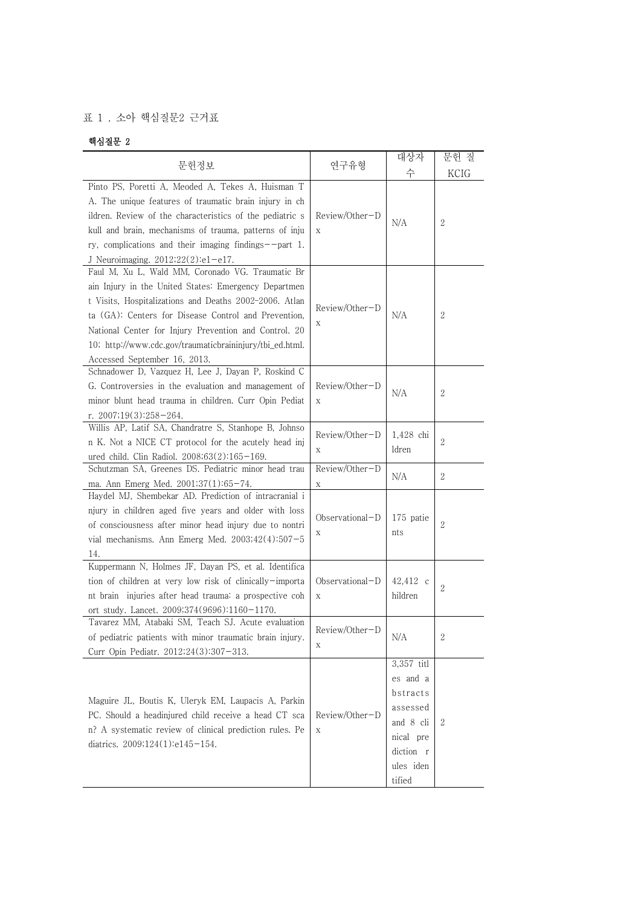표 1 . 소아 핵심질문2 근거표

**핵심질문 2**

| 문헌정보 | 연구유형 | 대상자 수 | 문헌 질 KCIG |
|---|---|---|---|
| Pinto PS, Poretti A, Meoded A, Tekes A, Huisman TA. The unique features of traumatic brain injury in children. Review of the characteristics of the pediatric skull and brain, mechanisms of trauma, patterns of injury, complications and their imaging findings--part 1. J Neuroimaging. 2012;22(2):e1-e17. | Review/Other-Dx | N/A | 2 |
| Faul M, Xu L, Wald MM, Coronado VG. Traumatic Brain Injury in the United States: Emergency Department Visits, Hospitalizations and Deaths 2002-2006. Atlanta (GA): Centers for Disease Control and Prevention, National Center for Injury Prevention and Control. 2010; http://www.cdc.gov/traumaticbraininjury/tbi_ed.html. Accessed September 16, 2013. | Review/Other-Dx | N/A | 2 |
| Schnadower D, Vazquez H, Lee J, Dayan P, Roskind CG. Controversies in the evaluation and management of minor blunt head trauma in children. Curr Opin Pediatr. 2007;19(3):258-264. | Review/Other-Dx | N/A | 2 |
| Willis AP, Latif SA, Chandratre S, Stanhope B, Johnson K. Not a NICE CT protocol for the acutely head injured child. Clin Radiol. 2008;63(2):165-169. | Review/Other-Dx | 1,428 children | 2 |
| Schutzman SA, Greenes DS. Pediatric minor head trauma. Ann Emerg Med. 2001;37(1):65-74. | Review/Other-Dx | N/A | 2 |
| Haydel MJ, Shembekar AD. Prediction of intracranial injury in children aged five years and older with loss of consciousness after minor head injury due to nontrivial mechanisms. Ann Emerg Med. 2003;42(4):507-514. | Observational-Dx | 175 patients | 2 |
| Kuppermann N, Holmes JF, Dayan PS, et al. Identification of children at very low risk of clinically-important brain injuries after head trauma: a prospective cohort study. Lancet. 2009;374(9696):1160-1170. | Observational-Dx | 42,412 children | 2 |
| Tavarez MM, Atabaki SM, Teach SJ. Acute evaluation of pediatric patients with minor traumatic brain injury. Curr Opin Pediatr. 2012;24(3):307-313. | Review/Other-Dx | N/A | 2 |
| Maguire JL, Boutis K, Uleryk EM, Laupacis A, Parkin PC. Should a headinjured child receive a head CT scan? A systematic review of clinical prediction rules. Pediatrics. 2009;124(1):e145-154. | Review/Other-Dx | 3,357 titles and abstracts assessed and 8 clinical prediction rules identified | 2 |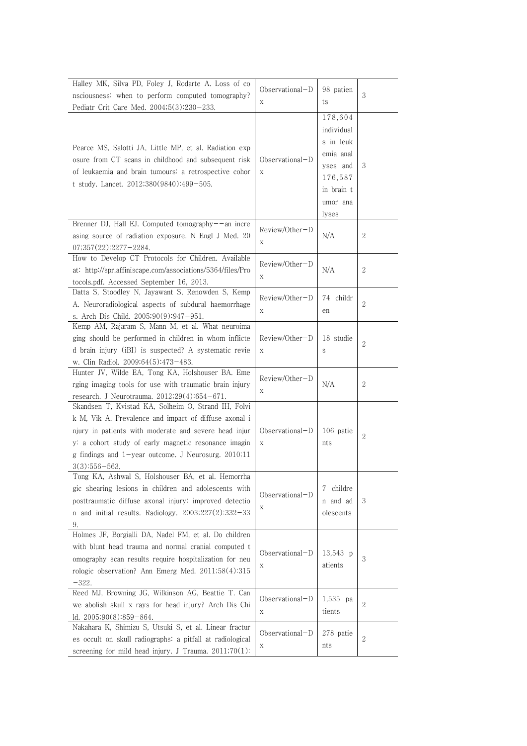| | | | |
|---|---|---|---|
| Halley MK, Silva PD, Foley J, Rodarte A. Loss of consciousness: when to perform computed tomography? Pediatr Crit Care Med. 2004;5(3):230-233. | Observational-Dx | 98 patients | 3 |
| Pearce MS, Salotti JA, Little MP, et al. Radiation exposure from CT scans in childhood and subsequent risk of leukaemia and brain tumours: a retrospective cohort study. Lancet. 2012;380(9840):499-505. | Observational-Dx | 178,604 individuals in leukemia analyses and 176,587 in brain tumor analyses | 3 |
| Brenner DJ, Hall EJ. Computed tomography--an increasing source of radiation exposure. N Engl J Med. 2007;357(22):2277-2284. | Review/Other-Dx | N/A | 2 |
| How to Develop CT Protocols for Children. Available at: http://spr.affiniscape.com/associations/5364/files/Protocols.pdf. Accessed September 16, 2013. | Review/Other-Dx | N/A | 2 |
| Datta S, Stoodley N, Jayawant S, Renowden S, Kemp A. Neuroradiological aspects of subdural haemorrhages. Arch Dis Child. 2005;90(9):947-951. | Review/Other-Dx | 74 children | 2 |
| Kemp AM, Rajaram S, Mann M, et al. What neuroimaging should be performed in children in whom inflicted brain injury (iBI) is suspected? A systematic review. Clin Radiol. 2009;64(5):473-483. | Review/Other-Dx | 18 studies | 2 |
| Hunter JV, Wilde EA, Tong KA, Holshouser BA. Emerging imaging tools for use with traumatic brain injury research. J Neurotrauma. 2012;29(4):654-671. | Review/Other-Dx | N/A | 2 |
| Skandsen T, Kvistad KA, Solheim O, Strand IH, Folvik M, Vik A. Prevalence and impact of diffuse axonal injury in patients with moderate and severe head injury: a cohort study of early magnetic resonance imaging findings and 1-year outcome. J Neurosurg. 2010;113(3):556-563. | Observational-Dx | 106 patients | 2 |
| Tong KA, Ashwal S, Holshouser BA, et al. Hemorrhagic shearing lesions in children and adolescents with posttraumatic diffuse axonal injury: improved detection and initial results. Radiology. 2003;227(2):332-339. | Observational-Dx | 7 children and adolescents | 3 |
| Holmes JF, Borgialli DA, Nadel FM, et al. Do children with blunt head trauma and normal cranial computed tomography scan results require hospitalization for neurologic observation? Ann Emerg Med. 2011;58(4):315-322. | Observational-Dx | 13,543 patients | 3 |
| Reed MJ, Browning JG, Wilkinson AG, Beattie T. Can we abolish skull x rays for head injury? Arch Dis Child. 2005;90(8):859-864. | Observational-Dx | 1,535 patients | 2 |
| Nakahara K, Shimizu S, Utsuki S, et al. Linear fractures occult on skull radiographs: a pitfall at radiological screening for mild head injury. J Trauma. 2011;70(1): | Observational-Dx | 278 patients | 2 |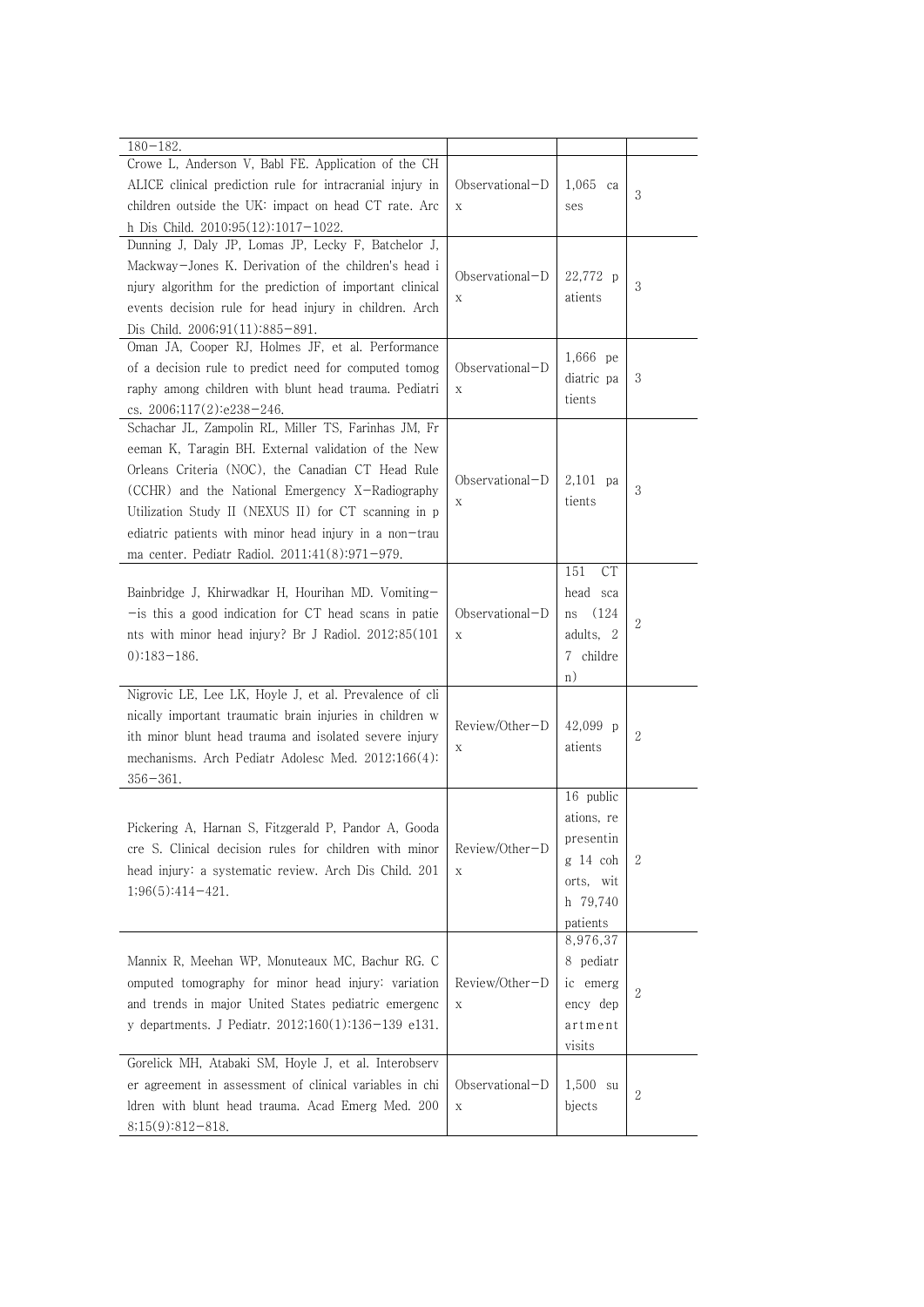| | | | |
|---|---|---|---|
| 180–182. | | | |
| Crowe L, Anderson V, Babl FE. Application of the CHALICE clinical prediction rule for intracranial injury in children outside the UK: impact on head CT rate. Arch Dis Child. 2010;95(12):1017–1022. | Observational–Dx | 1,065 cases | 3 |
| Dunning J, Daly JP, Lomas JP, Lecky F, Batchelor J, Mackway–Jones K. Derivation of the children's head injury algorithm for the prediction of important clinical events decision rule for head injury in children. Arch Dis Child. 2006;91(11):885–891. | Observational–Dx | 22,772 patients | 3 |
| Oman JA, Cooper RJ, Holmes JF, et al. Performance of a decision rule to predict need for computed tomography among children with blunt head trauma. Pediatrics. 2006;117(2):e238–246. | Observational–Dx | 1,666 pediatric patients | 3 |
| Schachar JL, Zampolin RL, Miller TS, Farinhas JM, Freeman K, Taragin BH. External validation of the New Orleans Criteria (NOC), the Canadian CT Head Rule (CCHR) and the National Emergency X–Radiography Utilization Study II (NEXUS II) for CT scanning in pediatric patients with minor head injury in a non–trauma center. Pediatr Radiol. 2011;41(8):971–979. | Observational–Dx | 2,101 patients | 3 |
| Bainbridge J, Khirwadkar H, Hourihan MD. Vomiting––is this a good indication for CT head scans in patients with minor head injury? Br J Radiol. 2012;85(1010):183–186. | Observational–Dx | 151 CT head scans (124 adults, 27 children) | 2 |
| Nigrovic LE, Lee LK, Hoyle J, et al. Prevalence of clinically important traumatic brain injuries in children with minor blunt head trauma and isolated severe injury mechanisms. Arch Pediatr Adolesc Med. 2012;166(4):356–361. | Review/Other–Dx | 42,099 patients | 2 |
| Pickering A, Harnan S, Fitzgerald P, Pandor A, Goodacre S. Clinical decision rules for children with minor head injury: a systematic review. Arch Dis Child. 2011;96(5):414–421. | Review/Other–Dx | 16 publications, representing 14 cohorts, with 79,740 patients | 2 |
| Mannix R, Meehan WP, Monuteaux MC, Bachur RG. Computed tomography for minor head injury: variation and trends in major United States pediatric emergency departments. J Pediatr. 2012;160(1):136–139 e131. | Review/Other–Dx | 8,976,378 pediatric emergency department visits | 2 |
| Gorelick MH, Atabaki SM, Hoyle J, et al. Interobserver agreement in assessment of clinical variables in children with blunt head trauma. Acad Emerg Med. 2008;15(9):812–818. | Observational–Dx | 1,500 subjects | 2 |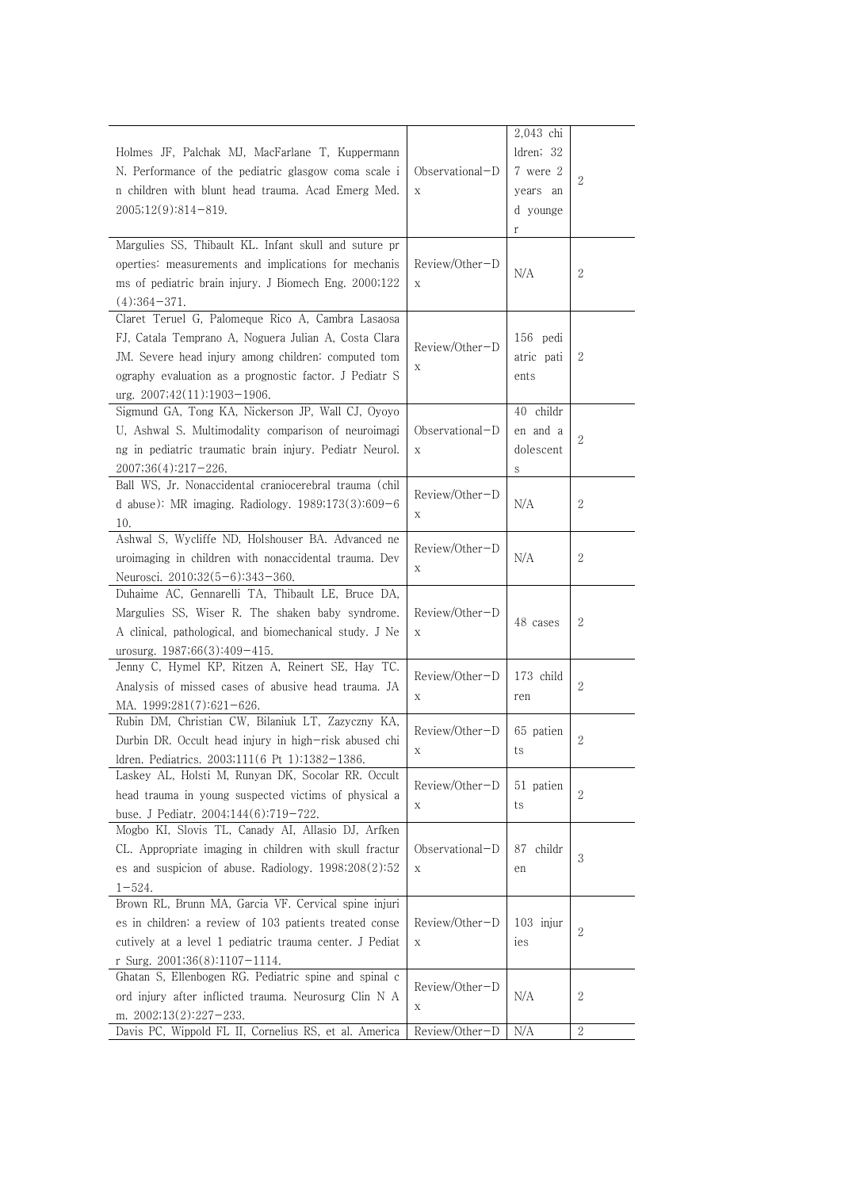| | | | |
|---|---|---|---|
| Holmes JF, Palchak MJ, MacFarlane T, Kuppermann N. Performance of the pediatric glasgow coma scale in children with blunt head trauma. Acad Emerg Med. 2005;12(9):814–819. | Observational–Dx | 2,043 children; 327 were 2 years and younger | 2 |
| Margulies SS, Thibault KL. Infant skull and suture properties: measurements and implications for mechanisms of pediatric brain injury. J Biomech Eng. 2000;122(4):364–371. | Review/Other–Dx | N/A | 2 |
| Claret Teruel G, Palomeque Rico A, Cambra Lasaosa FJ, Catala Temprano A, Noguera Julian A, Costa Clara JM. Severe head injury among children: computed tomography evaluation as a prognostic factor. J Pediatr Surg. 2007;42(11):1903–1906. | Review/Other–Dx | 156 pediatric patients | 2 |
| Sigmund GA, Tong KA, Nickerson JP, Wall CJ, Oyoyo U, Ashwal S. Multimodality comparison of neuroimaging in pediatric traumatic brain injury. Pediatr Neurol. 2007;36(4):217–226. | Observational–Dx | 40 children and adolescents | 2 |
| Ball WS, Jr. Nonaccidental craniocerebral trauma (child abuse): MR imaging. Radiology. 1989;173(3):609–610. | Review/Other–Dx | N/A | 2 |
| Ashwal S, Wycliffe ND, Holshouser BA. Advanced neuroimaging in children with nonaccidental trauma. Dev Neurosci. 2010;32(5–6):343–360. | Review/Other–Dx | N/A | 2 |
| Duhaime AC, Gennarelli TA, Thibault LE, Bruce DA, Margulies SS, Wiser R. The shaken baby syndrome. A clinical, pathological, and biomechanical study. J Neurosurg. 1987;66(3):409–415. | Review/Other–Dx | 48 cases | 2 |
| Jenny C, Hymel KP, Ritzen A, Reinert SE, Hay TC. Analysis of missed cases of abusive head trauma. JAMA. 1999;281(7):621–626. | Review/Other–Dx | 173 children | 2 |
| Rubin DM, Christian CW, Bilaniuk LT, Zazyczny KA, Durbin DR. Occult head injury in high-risk abused children. Pediatrics. 2003;111(6 Pt 1):1382–1386. | Review/Other–Dx | 65 patients | 2 |
| Laskey AL, Holsti M, Runyan DK, Socolar RR. Occult head trauma in young suspected victims of physical abuse. J Pediatr. 2004;144(6):719–722. | Review/Other–Dx | 51 patients | 2 |
| Mogbo KI, Slovis TL, Canady AI, Allasio DJ, Arfken CL. Appropriate imaging in children with skull fractures and suspicion of abuse. Radiology. 1998;208(2):521–524. | Observational–Dx | 87 children | 3 |
| Brown RL, Brunn MA, Garcia VF. Cervical spine injuries in children: a review of 103 patients treated consecutively at a level 1 pediatric trauma center. J Pediatr Surg. 2001;36(8):1107–1114. | Review/Other–Dx | 103 injuries | 2 |
| Ghatan S, Ellenbogen RG. Pediatric spine and spinal cord injury after inflicted trauma. Neurosurg Clin N Am. 2002;13(2):227–233. | Review/Other–Dx | N/A | 2 |
| Davis PC, Wippold FL II, Cornelius RS, et al. America | Review/Other–D | N/A | 2 |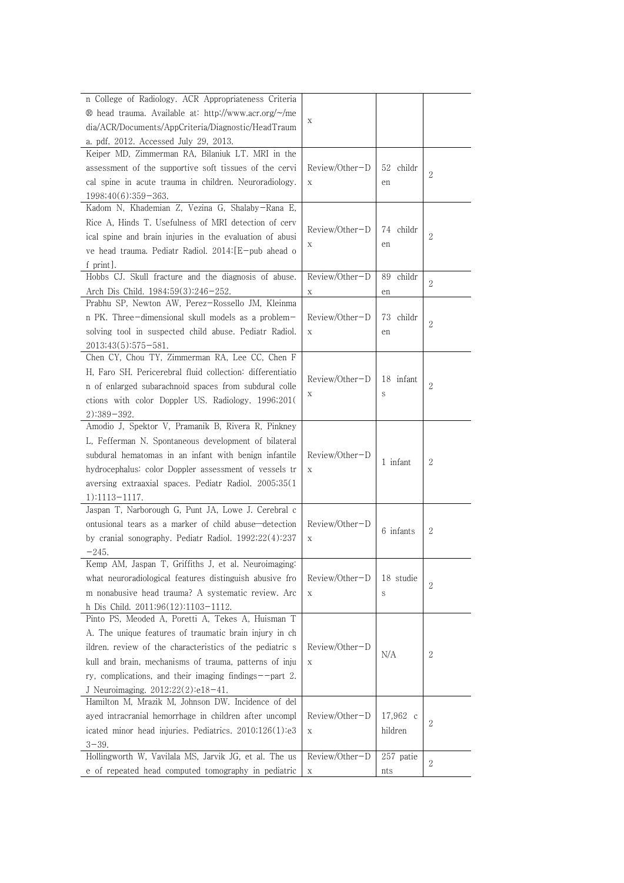| | | | |
|---|---|---|---|
| n College of Radiology. ACR Appropriateness Criteria ® head trauma. Available at: http://www.acr.org/~/media/ACR/Documents/AppCriteria/Diagnostic/HeadTrauma.pdf. 2012. Accessed July 29, 2013. | x | | |
| Keiper MD, Zimmerman RA, Bilaniuk LT. MRI in the assessment of the supportive soft tissues of the cervical spine in acute trauma in children. Neuroradiology. 1998;40(6):359–363. | Review/Other–Dx | 52 children | 2 |
| Kadom N, Khademian Z, Vezina G, Shalaby–Rana E, Rice A, Hinds T. Usefulness of MRI detection of cervical spine and brain injuries in the evaluation of abusive head trauma. Pediatr Radiol. 2014:[E–pub ahead of print]. | Review/Other–Dx | 74 children | 2 |
| Hobbs CJ. Skull fracture and the diagnosis of abuse. Arch Dis Child. 1984;59(3):246–252. | Review/Other–Dx | 89 children | 2 |
| Prabhu SP, Newton AW, Perez–Rossello JM, Kleinman PK. Three–dimensional skull models as a problem–solving tool in suspected child abuse. Pediatr Radiol. 2013;43(5):575–581. | Review/Other–Dx | 73 children | 2 |
| Chen CY, Chou TY, Zimmerman RA, Lee CC, Chen FH, Faro SH. Pericerebral fluid collection: differentiation of enlarged subarachnoid spaces from subdural collections with color Doppler US. Radiology. 1996;201(2):389–392. | Review/Other–Dx | 18 infants | 2 |
| Amodio J, Spektor V, Pramanik B, Rivera R, Pinkney L, Fefferman N. Spontaneous development of bilateral subdural hematomas in an infant with benign infantile hydrocephalus: color Doppler assessment of vessels traversing extraaxial spaces. Pediatr Radiol. 2005;35(11):1113–1117. | Review/Other–Dx | 1 infant | 2 |
| Jaspan T, Narborough G, Punt JA, Lowe J. Cerebral contusional tears as a marker of child abuse—detection by cranial sonography. Pediatr Radiol. 1992;22(4):237–245. | Review/Other–Dx | 6 infants | 2 |
| Kemp AM, Jaspan T, Griffiths J, et al. Neuroimaging: what neuroradiological features distinguish abusive from nonabusive head trauma? A systematic review. Arch Dis Child. 2011;96(12):1103–1112. | Review/Other–Dx | 18 studies | 2 |
| Pinto PS, Meoded A, Poretti A, Tekes A, Huisman TA. The unique features of traumatic brain injury in children. review of the characteristics of the pediatric skull and brain, mechanisms of trauma, patterns of injury, complications, and their imaging findings––part 2. J Neuroimaging. 2012;22(2):e18–41. | Review/Other–Dx | N/A | 2 |
| Hamilton M, Mrazik M, Johnson DW. Incidence of delayed intracranial hemorrhage in children after uncomplicated minor head injuries. Pediatrics. 2010;126(1):e33–39. | Review/Other–Dx | 17,962 children | 2 |
| Hollingworth W, Vavilala MS, Jarvik JG, et al. The use of repeated head computed tomography in pediatric | Review/Other–Dx | 257 patients | 2 |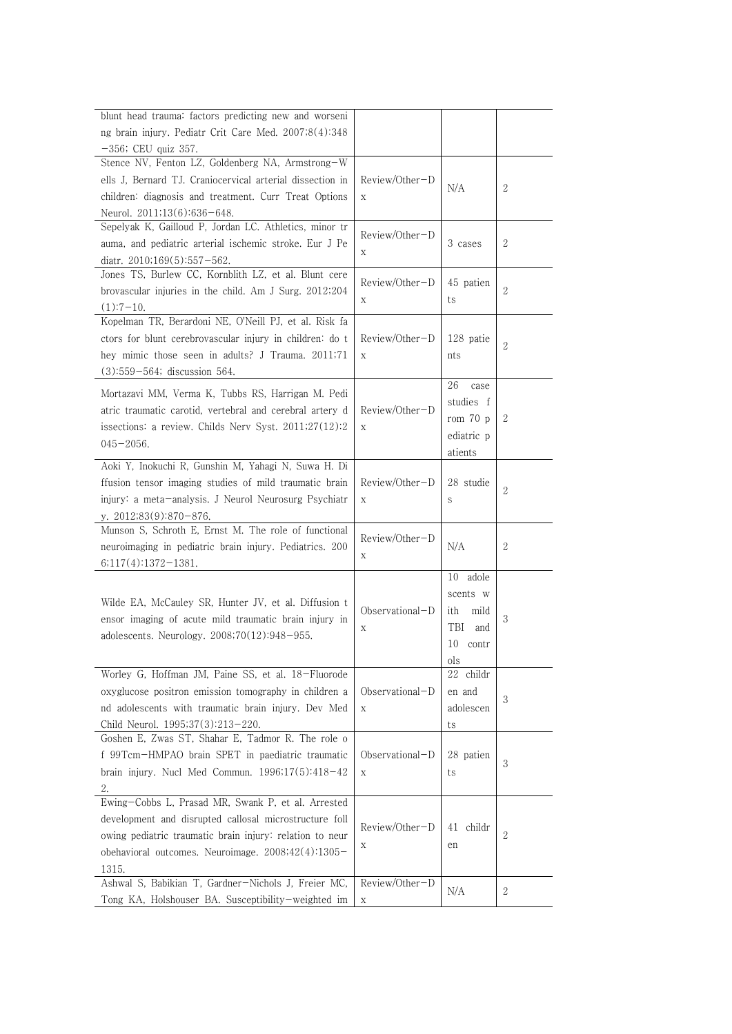| | | | |
|---|---|---|---|
| blunt head trauma: factors predicting new and worsening brain injury. Pediatr Crit Care Med. 2007;8(4):348−356; CEU quiz 357. | | | |
| Stence NV, Fenton LZ, Goldenberg NA, Armstrong-Wells J, Bernard TJ. Craniocervical arterial dissection in children: diagnosis and treatment. Curr Treat Options Neurol. 2011;13(6):636−648. | Review/Other-Dx | N/A | 2 |
| Sepelyak K, Gailloud P, Jordan LC. Athletics, minor trauma, and pediatric arterial ischemic stroke. Eur J Pediatr. 2010;169(5):557−562. | Review/Other-Dx | 3 cases | 2 |
| Jones TS, Burlew CC, Kornblith LZ, et al. Blunt cerebrovascular injuries in the child. Am J Surg. 2012;204(1):7−10. | Review/Other-Dx | 45 patients | 2 |
| Kopelman TR, Berardoni NE, O'Neill PJ, et al. Risk factors for blunt cerebrovascular injury in children: do they mimic those seen in adults? J Trauma. 2011;71(3):559−564; discussion 564. | Review/Other-Dx | 128 patients | 2 |
| Mortazavi MM, Verma K, Tubbs RS, Harrigan M. Pediatric traumatic carotid, vertebral and cerebral artery dissections: a review. Childs Nerv Syst. 2011;27(12):2045−2056. | Review/Other-Dx | 26 case studies from 70 pediatric patients | 2 |
| Aoki Y, Inokuchi R, Gunshin M, Yahagi N, Suwa H. Diffusion tensor imaging studies of mild traumatic brain injury: a meta-analysis. J Neurol Neurosurg Psychiatry. 2012;83(9):870−876. | Review/Other-Dx | 28 studies | 2 |
| Munson S, Schroth E, Ernst M. The role of functional neuroimaging in pediatric brain injury. Pediatrics. 2006;117(4):1372−1381. | Review/Other-Dx | N/A | 2 |
| Wilde EA, McCauley SR, Hunter JV, et al. Diffusion tensor imaging of acute mild traumatic brain injury in adolescents. Neurology. 2008;70(12):948−955. | Observational-Dx | 10 adolescents with mild TBI and 10 controls | 3 |
| Worley G, Hoffman JM, Paine SS, et al. 18-Fluorodeoxyglucose positron emission tomography in children and adolescents with traumatic brain injury. Dev Med Child Neurol. 1995;37(3):213−220. | Observational-Dx | 22 children and adolescents | 3 |
| Goshen E, Zwas ST, Shahar E, Tadmor R. The role of 99Tcm-HMPAO brain SPET in paediatric traumatic brain injury. Nucl Med Commun. 1996;17(5):418−422. | Observational-Dx | 28 patients | 3 |
| Ewing-Cobbs L, Prasad MR, Swank P, et al. Arrested development and disrupted callosal microstructure following pediatric traumatic brain injury: relation to neurobehavioral outcomes. Neuroimage. 2008;42(4):1305−1315. | Review/Other-Dx | 41 children | 2 |
| Ashwal S, Babikian T, Gardner-Nichols J, Freier MC, Tong KA, Holshouser BA. Susceptibility-weighted im | Review/Other-Dx | N/A | 2 |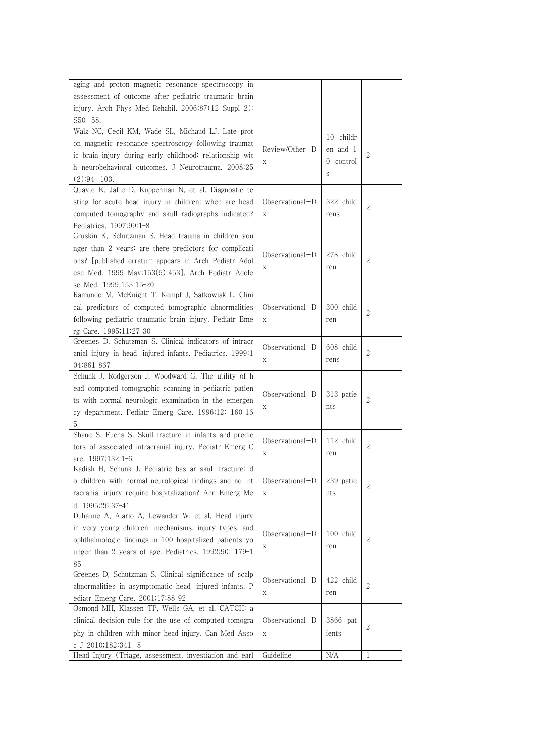| | | | |
|---|---|---|---|
| aging and proton magnetic resonance spectroscopy in assessment of outcome after pediatric traumatic brain injury. Arch Phys Med Rehabil. 2006;87(12 Suppl 2): S50−58. | | | |
| Walz NC, Cecil KM, Wade SL, Michaud LJ. Late proton magnetic resonance spectroscopy following traumatic brain injury during early childhood: relationship with neurobehavioral outcomes. J Neurotrauma. 2008;25(2):94−103. | Review/Other−Dx | 10 children and 10 controls | 2 |
| Quayle K, Jaffe D, Kupperman N, et al. Diagnostic testing for acute head injury in children: when are head computed tomography and skull radiographs indicated? Pediatrics. 1997;99:1-8 | Observational−Dx | 322 childrens | 2 |
| Gruskin K, Schutzman S. Head trauma in children younger than 2 years: are there predictors for complications? [published erratum appears in Arch Pediatr Adolesc Med. 1999 May;153(5):453]. Arch Pediatr Adolesc Med. 1999;153:15-20 | Observational−Dx | 278 children | 2 |
| Ramundo M, McKnight T, Kempf J, Satkowiak L. Clinical predictors of computed tomographic abnormalities following pediatric traumatic brain injury. Pediatr Emerg Care. 1995;11:27-30 | Observational−Dx | 300 children | 2 |
| Greenes D, Schutzman S. Clinical indicators of intracranial injury in head−injured infants. Pediatrics. 1999;104:861-867 | Observational−Dx | 608 childrens | 2 |
| Schunk J, Rodgerson J, Woodward G. The utility of head computed tomographic scanning in pediatric patients with normal neurologic examination in the emergency department. Pediatr Emerg Care. 1996;12: 160-165 | Observational−Dx | 313 patients | 2 |
| Shane S, Fuchs S. Skull fracture in infants and predictors of associated intracranial injury. Pediatr Emerg Care. 1997;132:1-6 | Observational−Dx | 112 children | 2 |
| Kadish H, Schunk J. Pediatric basilar skull fracture: do children with normal neurological findings and no intracranial injury require hospitalization? Ann Emerg Med. 1995;26:37-41 | Observational−Dx | 239 patients | 2 |
| Duhaime A, Alario A, Lewander W, et al. Head injury in very young children: mechanisms, injury types, and ophthalmologic findings in 100 hospitalized patients younger than 2 years of age. Pediatrics. 1992;90: 179-185 | Observational−Dx | 100 children | 2 |
| Greenes D, Schutzman S. Clinical significance of scalp abnormalities in asymptomatic head−injured infants. Pediatr Emerg Care. 2001;17:88-92 | Observational−Dx | 422 children | 2 |
| Osmond MH, Klassen TP, Wells GA, et al. CATCH: a clinical decision rule for the use of computed tomography in children with minor head injury. Can Med Assoc J 2010;182:341−8 | Observational−Dx | 3866 patients | 2 |
| Head Injury (Triage, assessment, investiation and earl | Guideline | N/A | 1 |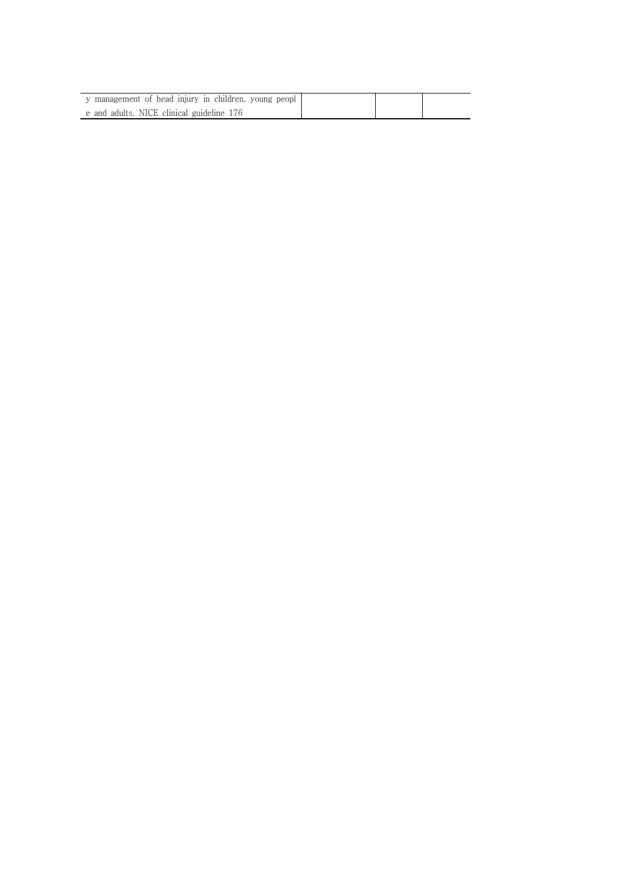| | | | |
|---|---|---|---|
| y management of head injury in children, young peopl e and adults. NICE clinical guideline 176 | | | |